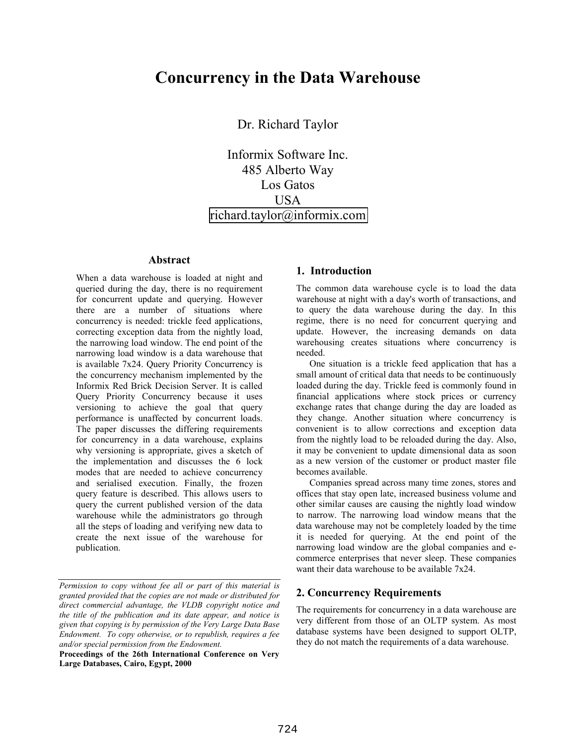# Concurrency in the Data Warehouse

Dr. Richard Taylor

Informix Software Inc.
485 Alberto Way
Los Gatos
USA
richard.taylor@informix.com

## Abstract

When a data warehouse is loaded at night and queried during the day, there is no requirement for concurrent update and querying. However there are a number of situations where concurrency is needed: trickle feed applications, correcting exception data from the nightly load, the narrowing load window. The end point of the narrowing load window is a data warehouse that is available 7x24. Query Priority Concurrency is the concurrency mechanism implemented by the Informix Red Brick Decision Server. It is called Query Priority Concurrency because it uses versioning to achieve the goal that query performance is unaffected by concurrent loads. The paper discusses the differing requirements for concurrency in a data warehouse, explains why versioning is appropriate, gives a sketch of the implementation and discusses the 6 lock modes that are needed to achieve concurrency and serialised execution. Finally, the frozen query feature is described. This allows users to query the current published version of the data warehouse while the administrators go through all the steps of loading and verifying new data to create the next issue of the warehouse for publication.

*Permission to copy without fee all or part of this material is granted provided that the copies are not made or distributed for direct commercial advantage, the VLDB copyright notice and the title of the publication and its date appear, and notice is given that copying is by permission of the Very Large Data Base Endowment. To copy otherwise, or to republish, requires a fee and/or special permission from the Endowment.*

**Proceedings of the 26th International Conference on Very Large Databases, Cairo, Egypt, 2000**

## 1. Introduction

The common data warehouse cycle is to load the data warehouse at night with a day's worth of transactions, and to query the data warehouse during the day. In this regime, there is no need for concurrent querying and update. However, the increasing demands on data warehousing creates situations where concurrency is needed.

One situation is a trickle feed application that has a small amount of critical data that needs to be continuously loaded during the day. Trickle feed is commonly found in financial applications where stock prices or currency exchange rates that change during the day are loaded as they change. Another situation where concurrency is convenient is to allow corrections and exception data from the nightly load to be reloaded during the day. Also, it may be convenient to update dimensional data as soon as a new version of the customer or product master file becomes available.

Companies spread across many time zones, stores and offices that stay open late, increased business volume and other similar causes are causing the nightly load window to narrow. The narrowing load window means that the data warehouse may not be completely loaded by the time it is needed for querying. At the end point of the narrowing load window are the global companies and e-commerce enterprises that never sleep. These companies want their data warehouse to be available 7x24.

## 2. Concurrency Requirements

The requirements for concurrency in a data warehouse are very different from those of an OLTP system. As most database systems have been designed to support OLTP, they do not match the requirements of a data warehouse.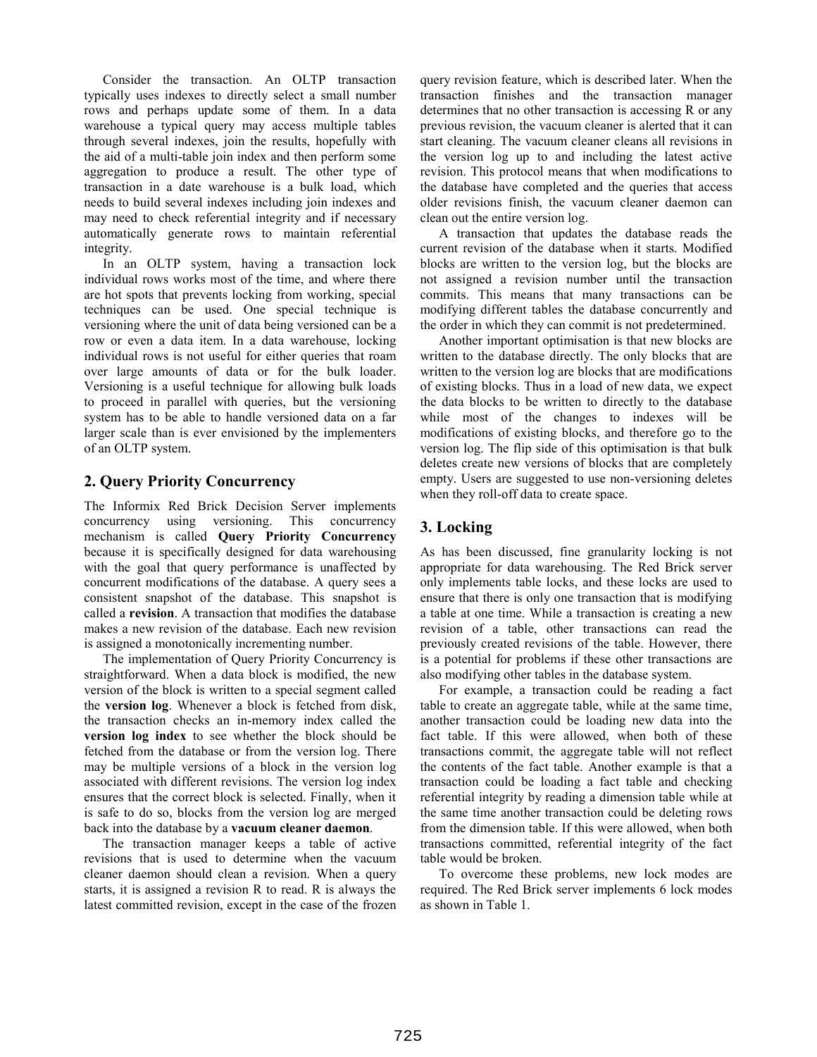Consider the transaction. An OLTP transaction typically uses indexes to directly select a small number rows and perhaps update some of them. In a data warehouse a typical query may access multiple tables through several indexes, join the results, hopefully with the aid of a multi-table join index and then perform some aggregation to produce a result. The other type of transaction in a date warehouse is a bulk load, which needs to build several indexes including join indexes and may need to check referential integrity and if necessary automatically generate rows to maintain referential integrity.

In an OLTP system, having a transaction lock individual rows works most of the time, and where there are hot spots that prevents locking from working, special techniques can be used. One special technique is versioning where the unit of data being versioned can be a row or even a data item. In a data warehouse, locking individual rows is not useful for either queries that roam over large amounts of data or for the bulk loader. Versioning is a useful technique for allowing bulk loads to proceed in parallel with queries, but the versioning system has to be able to handle versioned data on a far larger scale than is ever envisioned by the implementers of an OLTP system.

## 2. Query Priority Concurrency

The Informix Red Brick Decision Server implements concurrency using versioning. This concurrency mechanism is called **Query Priority Concurrency** because it is specifically designed for data warehousing with the goal that query performance is unaffected by concurrent modifications of the database. A query sees a consistent snapshot of the database. This snapshot is called a **revision**. A transaction that modifies the database makes a new revision of the database. Each new revision is assigned a monotonically incrementing number.

The implementation of Query Priority Concurrency is straightforward. When a data block is modified, the new version of the block is written to a special segment called the **version log**. Whenever a block is fetched from disk, the transaction checks an in-memory index called the **version log index** to see whether the block should be fetched from the database or from the version log. There may be multiple versions of a block in the version log associated with different revisions. The version log index ensures that the correct block is selected. Finally, when it is safe to do so, blocks from the version log are merged back into the database by a **vacuum cleaner daemon**.

The transaction manager keeps a table of active revisions that is used to determine when the vacuum cleaner daemon should clean a revision. When a query starts, it is assigned a revision R to read. R is always the latest committed revision, except in the case of the frozen query revision feature, which is described later. When the transaction finishes and the transaction manager determines that no other transaction is accessing R or any previous revision, the vacuum cleaner is alerted that it can start cleaning. The vacuum cleaner cleans all revisions in the version log up to and including the latest active revision. This protocol means that when modifications to the database have completed and the queries that access older revisions finish, the vacuum cleaner daemon can clean out the entire version log.

A transaction that updates the database reads the current revision of the database when it starts. Modified blocks are written to the version log, but the blocks are not assigned a revision number until the transaction commits. This means that many transactions can be modifying different tables the database concurrently and the order in which they can commit is not predetermined.

Another important optimisation is that new blocks are written to the database directly. The only blocks that are written to the version log are blocks that are modifications of existing blocks. Thus in a load of new data, we expect the data blocks to be written to directly to the database while most of the changes to indexes will be modifications of existing blocks, and therefore go to the version log. The flip side of this optimisation is that bulk deletes create new versions of blocks that are completely empty. Users are suggested to use non-versioning deletes when they roll-off data to create space.

## 3. Locking

As has been discussed, fine granularity locking is not appropriate for data warehousing. The Red Brick server only implements table locks, and these locks are used to ensure that there is only one transaction that is modifying a table at one time. While a transaction is creating a new revision of a table, other transactions can read the previously created revisions of the table. However, there is a potential for problems if these other transactions are also modifying other tables in the database system.

For example, a transaction could be reading a fact table to create an aggregate table, while at the same time, another transaction could be loading new data into the fact table. If this were allowed, when both of these transactions commit, the aggregate table will not reflect the contents of the fact table. Another example is that a transaction could be loading a fact table and checking referential integrity by reading a dimension table while at the same time another transaction could be deleting rows from the dimension table. If this were allowed, when both transactions committed, referential integrity of the fact table would be broken.

To overcome these problems, new lock modes are required. The Red Brick server implements 6 lock modes as shown in Table 1.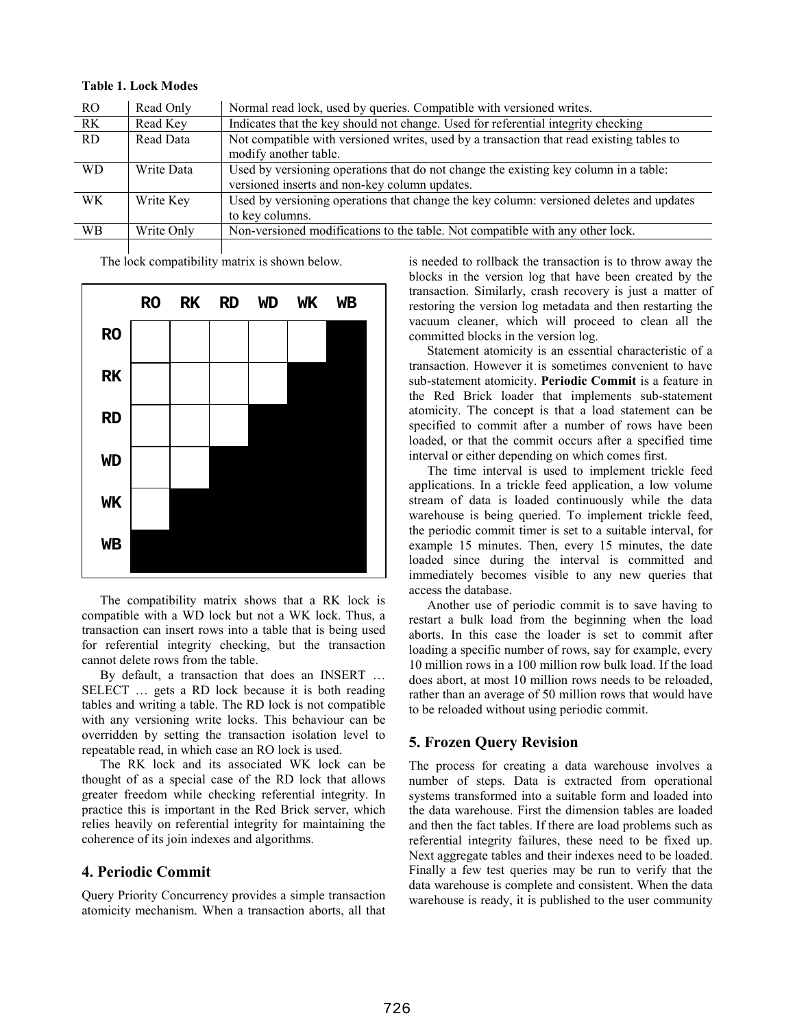**Table 1. Lock Modes**

| | | |
|---|---|---|
| RO | Read Only | Normal read lock, used by queries. Compatible with versioned writes. |
| RK | Read Key | Indicates that the key should not change. Used for referential integrity checking |
| RD | Read Data | Not compatible with versioned writes, used by a transaction that read existing tables to modify another table. |
| WD | Write Data | Used by versioning operations that do not change the existing key column in a table: versioned inserts and non-key column updates. |
| WK | Write Key | Used by versioning operations that change the key column: versioned deletes and updates to key columns. |
| WB | Write Only | Non-versioned modifications to the table. Not compatible with any other lock. |

The lock compatibility matrix is shown below.

RO RK RD WD WK WB

RO

RK

RD

WD

WK

WB

The compatibility matrix shows that a RK lock is compatible with a WD lock but not a WK lock. Thus, a transaction can insert rows into a table that is being used for referential integrity checking, but the transaction cannot delete rows from the table.

By default, a transaction that does an INSERT … SELECT … gets a RD lock because it is both reading tables and writing a table. The RD lock is not compatible with any versioning write locks. This behaviour can be overridden by setting the transaction isolation level to repeatable read, in which case an RO lock is used.

The RK lock and its associated WK lock can be thought of as a special case of the RD lock that allows greater freedom while checking referential integrity. In practice this is important in the Red Brick server, which relies heavily on referential integrity for maintaining the coherence of its join indexes and algorithms.

## 4. Periodic Commit

Query Priority Concurrency provides a simple transaction atomicity mechanism. When a transaction aborts, all that is needed to rollback the transaction is to throw away the blocks in the version log that have been created by the transaction. Similarly, crash recovery is just a matter of restoring the version log metadata and then restarting the vacuum cleaner, which will proceed to clean all the committed blocks in the version log.

Statement atomicity is an essential characteristic of a transaction. However it is sometimes convenient to have sub-statement atomicity. **Periodic Commit** is a feature in the Red Brick loader that implements sub-statement atomicity. The concept is that a load statement can be specified to commit after a number of rows have been loaded, or that the commit occurs after a specified time interval or either depending on which comes first.

The time interval is used to implement trickle feed applications. In a trickle feed application, a low volume stream of data is loaded continuously while the data warehouse is being queried. To implement trickle feed, the periodic commit timer is set to a suitable interval, for example 15 minutes. Then, every 15 minutes, the date loaded since during the interval is committed and immediately becomes visible to any new queries that access the database.

Another use of periodic commit is to save having to restart a bulk load from the beginning when the load aborts. In this case the loader is set to commit after loading a specific number of rows, say for example, every 10 million rows in a 100 million row bulk load. If the load does abort, at most 10 million rows needs to be reloaded, rather than an average of 50 million rows that would have to be reloaded without using periodic commit.

## 5. Frozen Query Revision

The process for creating a data warehouse involves a number of steps. Data is extracted from operational systems transformed into a suitable form and loaded into the data warehouse. First the dimension tables are loaded and then the fact tables. If there are load problems such as referential integrity failures, these need to be fixed up. Next aggregate tables and their indexes need to be loaded. Finally a few test queries may be run to verify that the data warehouse is complete and consistent. When the data warehouse is ready, it is published to the user community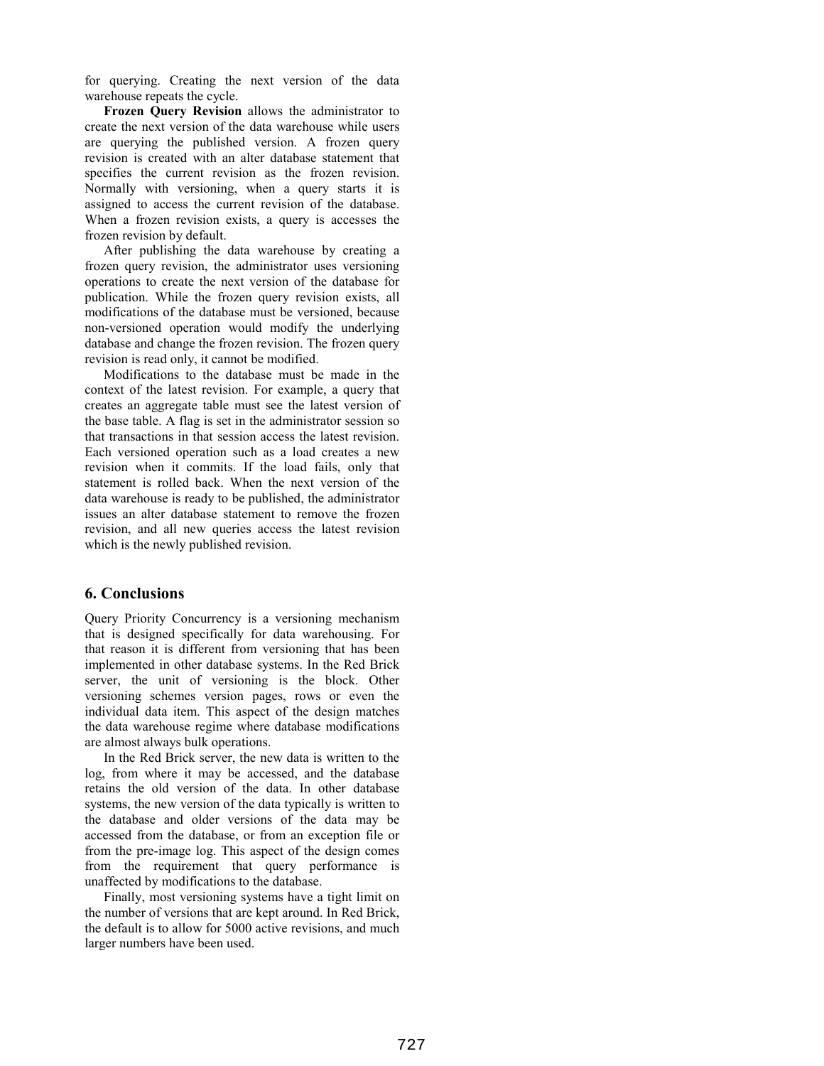for querying. Creating the next version of the data warehouse repeats the cycle.

**Frozen Query Revision** allows the administrator to create the next version of the data warehouse while users are querying the published version. A frozen query revision is created with an alter database statement that specifies the current revision as the frozen revision. Normally with versioning, when a query starts it is assigned to access the current revision of the database. When a frozen revision exists, a query is accesses the frozen revision by default.

After publishing the data warehouse by creating a frozen query revision, the administrator uses versioning operations to create the next version of the database for publication. While the frozen query revision exists, all modifications of the database must be versioned, because non-versioned operation would modify the underlying database and change the frozen revision. The frozen query revision is read only, it cannot be modified.

Modifications to the database must be made in the context of the latest revision. For example, a query that creates an aggregate table must see the latest version of the base table. A flag is set in the administrator session so that transactions in that session access the latest revision. Each versioned operation such as a load creates a new revision when it commits. If the load fails, only that statement is rolled back. When the next version of the data warehouse is ready to be published, the administrator issues an alter database statement to remove the frozen revision, and all new queries access the latest revision which is the newly published revision.

## 6. Conclusions

Query Priority Concurrency is a versioning mechanism that is designed specifically for data warehousing. For that reason it is different from versioning that has been implemented in other database systems. In the Red Brick server, the unit of versioning is the block. Other versioning schemes version pages, rows or even the individual data item. This aspect of the design matches the data warehouse regime where database modifications are almost always bulk operations.

In the Red Brick server, the new data is written to the log, from where it may be accessed, and the database retains the old version of the data. In other database systems, the new version of the data typically is written to the database and older versions of the data may be accessed from the database, or from an exception file or from the pre-image log. This aspect of the design comes from the requirement that query performance is unaffected by modifications to the database.

Finally, most versioning systems have a tight limit on the number of versions that are kept around. In Red Brick, the default is to allow for 5000 active revisions, and much larger numbers have been used.